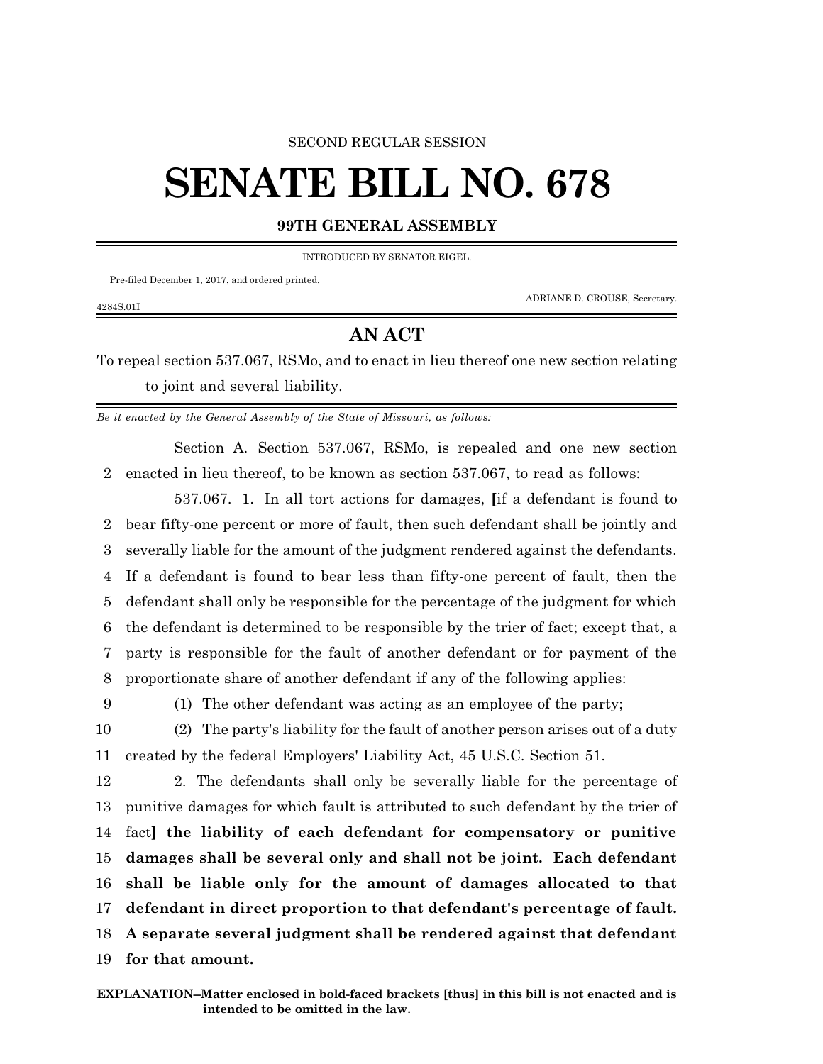SECOND REGULAR SESSION

# SENATE BILL NO. 678

## 99TH GENERAL ASSEMBLY

INTRODUCED BY SENATOR EIGEL.

Pre-filed December 1, 2017, and ordered printed.

ADRIANE D. CROUSE, Secretary.

4284S.01I

## AN ACT

To repeal section 537.067, RSMo, and to enact in lieu thereof one new section relating to joint and several liability.

*Be it enacted by the General Assembly of the State of Missouri, as follows:*

Section A. Section 537.067, RSMo, is repealed and one new section enacted in lieu thereof, to be known as section 537.067, to read as follows:

537.067. 1. In all tort actions for damages, **[**if a defendant is found to bear fifty-one percent or more of fault, then such defendant shall be jointly and severally liable for the amount of the judgment rendered against the defendants. If a defendant is found to bear less than fifty-one percent of fault, then the defendant shall only be responsible for the percentage of the judgment for which the defendant is determined to be responsible by the trier of fact; except that, a party is responsible for the fault of another defendant or for payment of the proportionate share of another defendant if any of the following applies:

(1) The other defendant was acting as an employee of the party;

(2) The party's liability for the fault of another person arises out of a duty created by the federal Employers' Liability Act, 45 U.S.C. Section 51.

2. The defendants shall only be severally liable for the percentage of punitive damages for which fault is attributed to such defendant by the trier of fact**] the liability of each defendant for compensatory or punitive damages shall be several only and shall not be joint. Each defendant shall be liable only for the amount of damages allocated to that defendant in direct proportion to that defendant's percentage of fault. A separate several judgment shall be rendered against that defendant for that amount.**

**EXPLANATION–Matter enclosed in bold-faced brackets [thus] in this bill is not enacted and is intended to be omitted in the law.**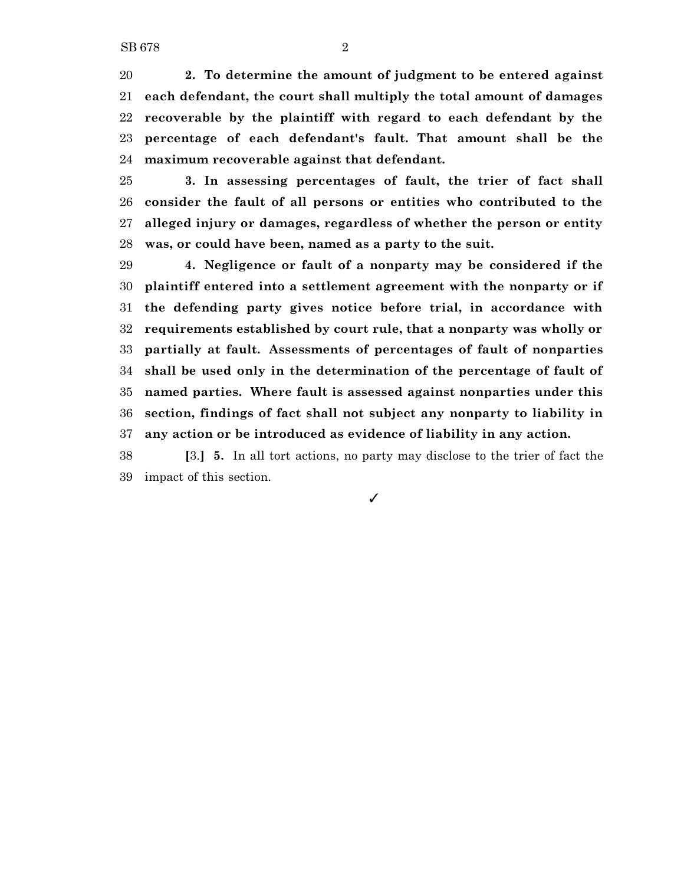**2. To determine the amount of judgment to be entered against each defendant, the court shall multiply the total amount of damages recoverable by the plaintiff with regard to each defendant by the percentage of each defendant's fault. That amount shall be the maximum recoverable against that defendant.**

**3. In assessing percentages of fault, the trier of fact shall consider the fault of all persons or entities who contributed to the alleged injury or damages, regardless of whether the person or entity was, or could have been, named as a party to the suit.**

**4. Negligence or fault of a nonparty may be considered if the plaintiff entered into a settlement agreement with the nonparty or if the defending party gives notice before trial, in accordance with requirements established by court rule, that a nonparty was wholly or partially at fault. Assessments of percentages of fault of nonparties shall be used only in the determination of the percentage of fault of named parties. Where fault is assessed against nonparties under this section, findings of fact shall not subject any nonparty to liability in any action or be introduced as evidence of liability in any action.**

**[**3.**] 5.** In all tort actions, no party may disclose to the trier of fact the impact of this section.

✓